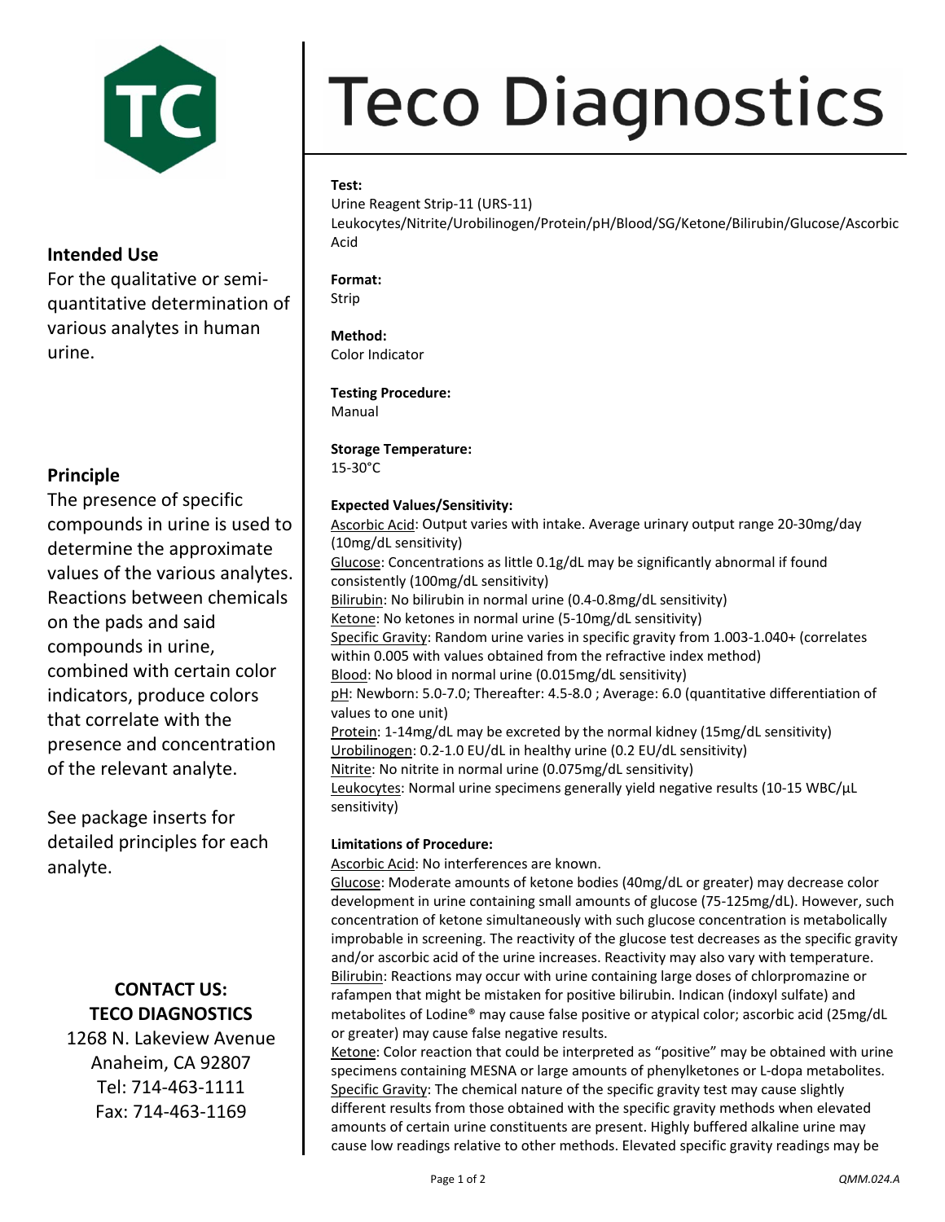# Teco Diagnostics

**Test:**
Urine Reagent Strip-11 (URS-11)
Leukocytes/Nitrite/Urobilinogen/Protein/pH/Blood/SG/Ketone/Bilirubin/Glucose/Ascorbic Acid

**Format:**
Strip

**Method:**
Color Indicator

**Testing Procedure:**
Manual

**Storage Temperature:**
15-30°C

**Expected Values/Sensitivity:**

Ascorbic Acid: Output varies with intake. Average urinary output range 20-30mg/day (10mg/dL sensitivity)
Glucose: Concentrations as little 0.1g/dL may be significantly abnormal if found consistently (100mg/dL sensitivity)
Bilirubin: No bilirubin in normal urine (0.4-0.8mg/dL sensitivity)
Ketone: No ketones in normal urine (5-10mg/dL sensitivity)
Specific Gravity: Random urine varies in specific gravity from 1.003-1.040+ (correlates within 0.005 with values obtained from the refractive index method)
Blood: No blood in normal urine (0.015mg/dL sensitivity)
pH: Newborn: 5.0-7.0; Thereafter: 4.5-8.0 ; Average: 6.0 (quantitative differentiation of values to one unit)
Protein: 1-14mg/dL may be excreted by the normal kidney (15mg/dL sensitivity)
Urobilinogen: 0.2-1.0 EU/dL in healthy urine (0.2 EU/dL sensitivity)
Nitrite: No nitrite in normal urine (0.075mg/dL sensitivity)
Leukocytes: Normal urine specimens generally yield negative results (10-15 WBC/µL sensitivity)

**Limitations of Procedure:**

Ascorbic Acid: No interferences are known.
Glucose: Moderate amounts of ketone bodies (40mg/dL or greater) may decrease color development in urine containing small amounts of glucose (75-125mg/dL). However, such concentration of ketone simultaneously with such glucose concentration is metabolically improbable in screening. The reactivity of the glucose test decreases as the specific gravity and/or ascorbic acid of the urine increases. Reactivity may also vary with temperature.
Bilirubin: Reactions may occur with urine containing large doses of chlorpromazine or rafampen that might be mistaken for positive bilirubin. Indican (indoxyl sulfate) and metabolites of Lodine® may cause false positive or atypical color; ascorbic acid (25mg/dL or greater) may cause false negative results.
Ketone: Color reaction that could be interpreted as "positive" may be obtained with urine specimens containing MESNA or large amounts of phenylketones or L-dopa metabolites.
Specific Gravity: The chemical nature of the specific gravity test may cause slightly different results from those obtained with the specific gravity methods when elevated amounts of certain urine constituents are present. Highly buffered alkaline urine may cause low readings relative to other methods. Elevated specific gravity readings may be

## Intended Use

For the qualitative or semi-quantitative determination of various analytes in human urine.

## Principle

The presence of specific compounds in urine is used to determine the approximate values of the various analytes. Reactions between chemicals on the pads and said compounds in urine, combined with certain color indicators, produce colors that correlate with the presence and concentration of the relevant analyte.

See package inserts for detailed principles for each analyte.

**CONTACT US:**
**TECO DIAGNOSTICS**
1268 N. Lakeview Avenue
Anaheim, CA 92807
Tel: 714-463-1111
Fax: 714-463-1169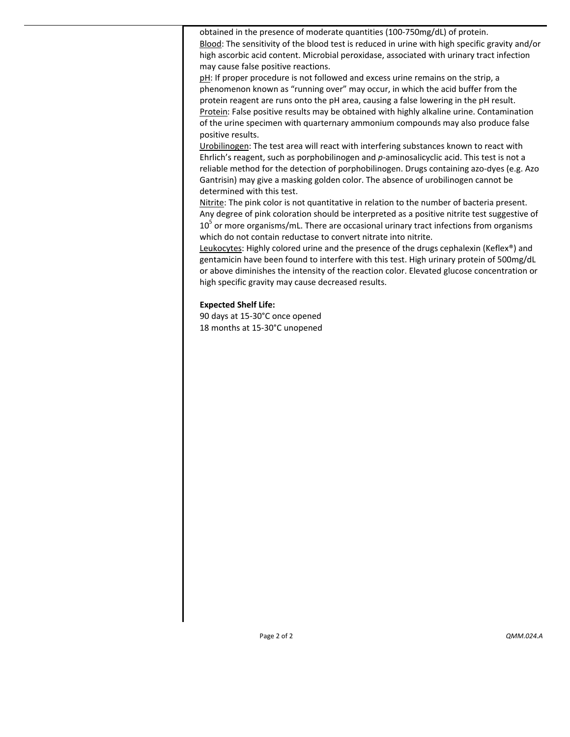obtained in the presence of moderate quantities (100-750mg/dL) of protein.

Blood: The sensitivity of the blood test is reduced in urine with high specific gravity and/or high ascorbic acid content. Microbial peroxidase, associated with urinary tract infection may cause false positive reactions.

pH: If proper procedure is not followed and excess urine remains on the strip, a phenomenon known as "running over" may occur, in which the acid buffer from the protein reagent are runs onto the pH area, causing a false lowering in the pH result.

Protein: False positive results may be obtained with highly alkaline urine. Contamination of the urine specimen with quarternary ammonium compounds may also produce false positive results.

Urobilinogen: The test area will react with interfering substances known to react with Ehrlich's reagent, such as porphobilinogen and *p*-aminosalicyclic acid. This test is not a reliable method for the detection of porphobilinogen. Drugs containing azo-dyes (e.g. Azo Gantrisin) may give a masking golden color. The absence of urobilinogen cannot be determined with this test.

Nitrite: The pink color is not quantitative in relation to the number of bacteria present. Any degree of pink coloration should be interpreted as a positive nitrite test suggestive of $10^5$ or more organisms/mL. There are occasional urinary tract infections from organisms which do not contain reductase to convert nitrate into nitrite.

Leukocytes: Highly colored urine and the presence of the drugs cephalexin (Keflex®) and gentamicin have been found to interfere with this test. High urinary protein of 500mg/dL or above diminishes the intensity of the reaction color. Elevated glucose concentration or high specific gravity may cause decreased results.

**Expected Shelf Life:**

90 days at 15-30°C once opened
18 months at 15-30°C unopened

QMM.024.A